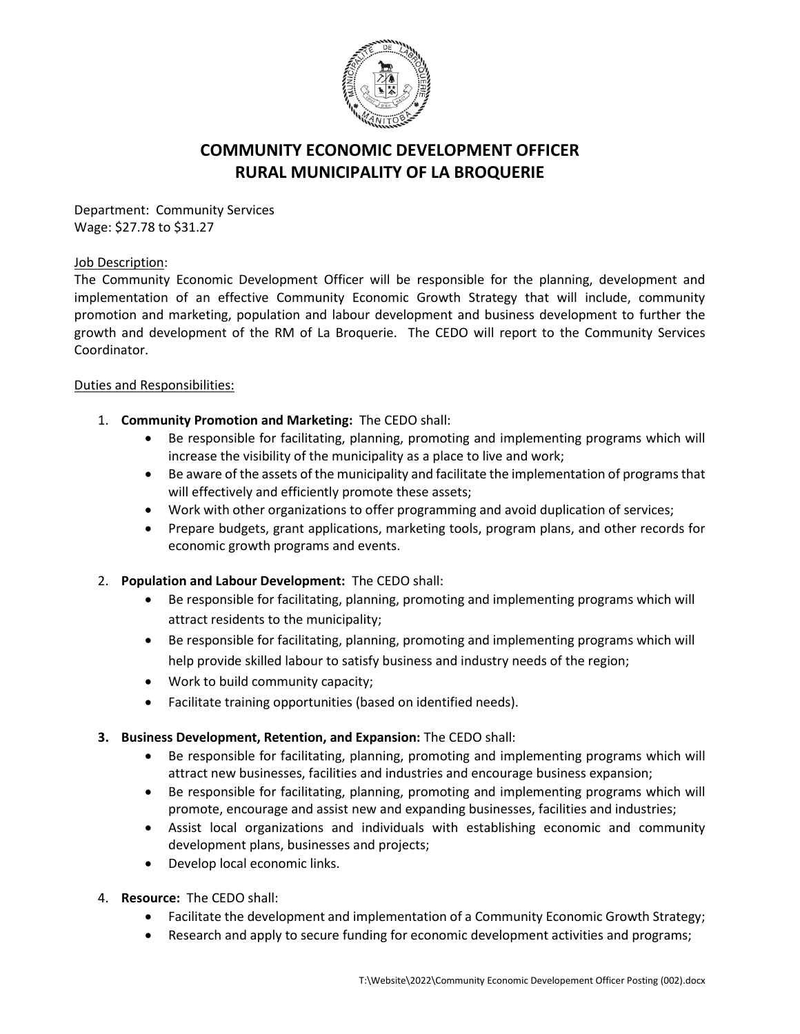# COMMUNITY ECONOMIC DEVELOPMENT OFFICER
# RURAL MUNICIPALITY OF LA BROQUERIE

Department: Community Services
Wage: $27.78 to $31.27

Job Description:
The Community Economic Development Officer will be responsible for the planning, development and implementation of an effective Community Economic Growth Strategy that will include, community promotion and marketing, population and labour development and business development to further the growth and development of the RM of La Broquerie. The CEDO will report to the Community Services Coordinator.

Duties and Responsibilities:

1. **Community Promotion and Marketing:** The CEDO shall:
   - Be responsible for facilitating, planning, promoting and implementing programs which will increase the visibility of the municipality as a place to live and work;
   - Be aware of the assets of the municipality and facilitate the implementation of programs that will effectively and efficiently promote these assets;
   - Work with other organizations to offer programming and avoid duplication of services;
   - Prepare budgets, grant applications, marketing tools, program plans, and other records for economic growth programs and events.

2. **Population and Labour Development:** The CEDO shall:
   - Be responsible for facilitating, planning, promoting and implementing programs which will attract residents to the municipality;
   - Be responsible for facilitating, planning, promoting and implementing programs which will help provide skilled labour to satisfy business and industry needs of the region;
   - Work to build community capacity;
   - Facilitate training opportunities (based on identified needs).

3. **Business Development, Retention, and Expansion:** The CEDO shall:
   - Be responsible for facilitating, planning, promoting and implementing programs which will attract new businesses, facilities and industries and encourage business expansion;
   - Be responsible for facilitating, planning, promoting and implementing programs which will promote, encourage and assist new and expanding businesses, facilities and industries;
   - Assist local organizations and individuals with establishing economic and community development plans, businesses and projects;
   - Develop local economic links.

4. **Resource:** The CEDO shall:
   - Facilitate the development and implementation of a Community Economic Growth Strategy;
   - Research and apply to secure funding for economic development activities and programs;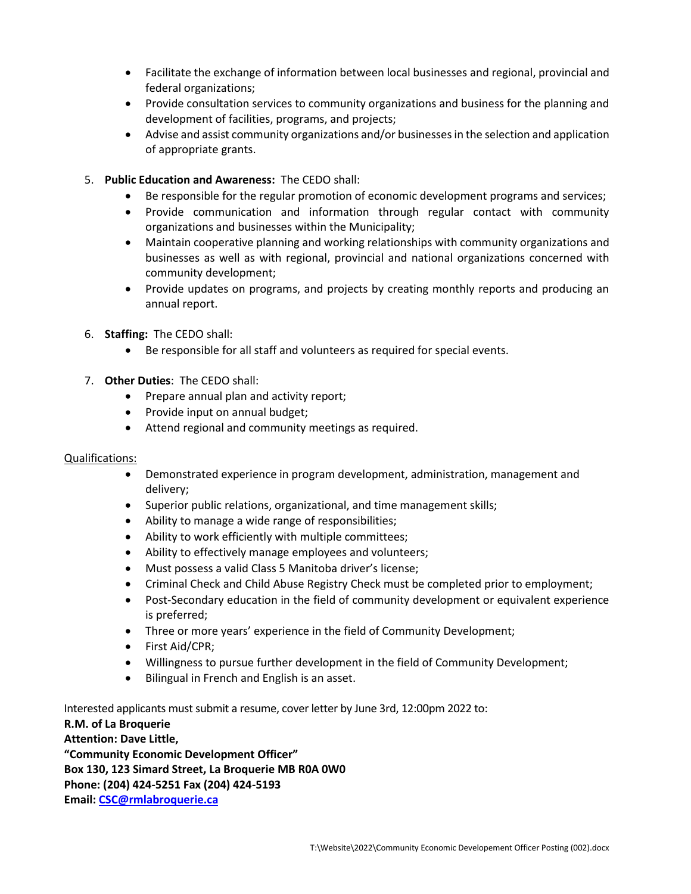- Facilitate the exchange of information between local businesses and regional, provincial and federal organizations;
- Provide consultation services to community organizations and business for the planning and development of facilities, programs, and projects;
- Advise and assist community organizations and/or businesses in the selection and application of appropriate grants.

5. **Public Education and Awareness:** The CEDO shall:
   - Be responsible for the regular promotion of economic development programs and services;
   - Provide communication and information through regular contact with community organizations and businesses within the Municipality;
   - Maintain cooperative planning and working relationships with community organizations and businesses as well as with regional, provincial and national organizations concerned with community development;
   - Provide updates on programs, and projects by creating monthly reports and producing an annual report.

6. **Staffing:** The CEDO shall:
   - Be responsible for all staff and volunteers as required for special events.

7. **Other Duties**: The CEDO shall:
   - Prepare annual plan and activity report;
   - Provide input on annual budget;
   - Attend regional and community meetings as required.

Qualifications:

- Demonstrated experience in program development, administration, management and delivery;
- Superior public relations, organizational, and time management skills;
- Ability to manage a wide range of responsibilities;
- Ability to work efficiently with multiple committees;
- Ability to effectively manage employees and volunteers;
- Must possess a valid Class 5 Manitoba driver's license;
- Criminal Check and Child Abuse Registry Check must be completed prior to employment;
- Post-Secondary education in the field of community development or equivalent experience is preferred;
- Three or more years' experience in the field of Community Development;
- First Aid/CPR;
- Willingness to pursue further development in the field of Community Development;
- Bilingual in French and English is an asset.

Interested applicants must submit a resume, cover letter by June 3rd, 12:00pm 2022 to:
**R.M. of La Broquerie**
**Attention: Dave Little,**
**"Community Economic Development Officer"**
**Box 130, 123 Simard Street, La Broquerie MB R0A 0W0**
**Phone: (204) 424-5251 Fax (204) 424-5193**
**Email: CSC@rmlabroquerie.ca**

T:\Website\2022\Community Economic Developement Officer Posting (002).docx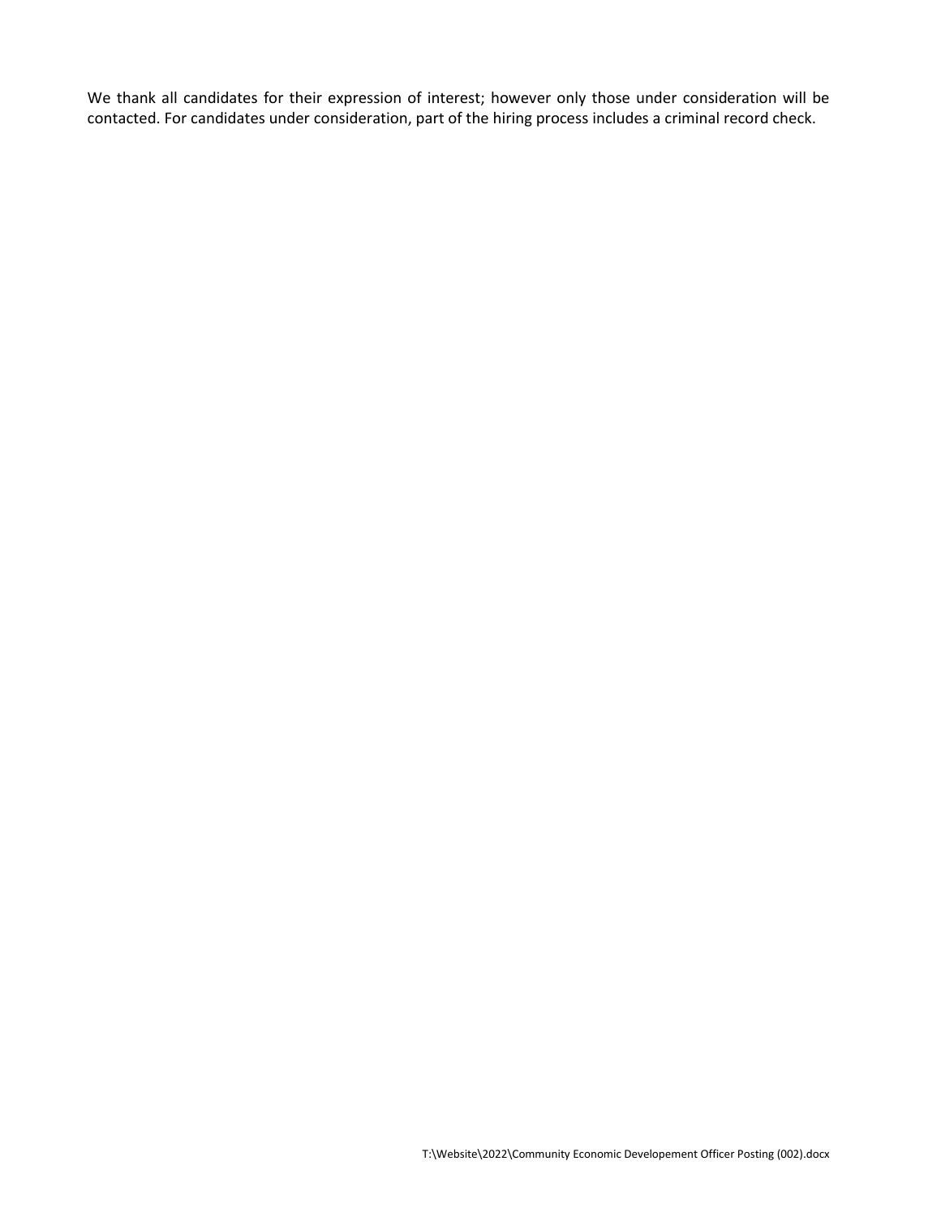We thank all candidates for their expression of interest; however only those under consideration will be contacted. For candidates under consideration, part of the hiring process includes a criminal record check.